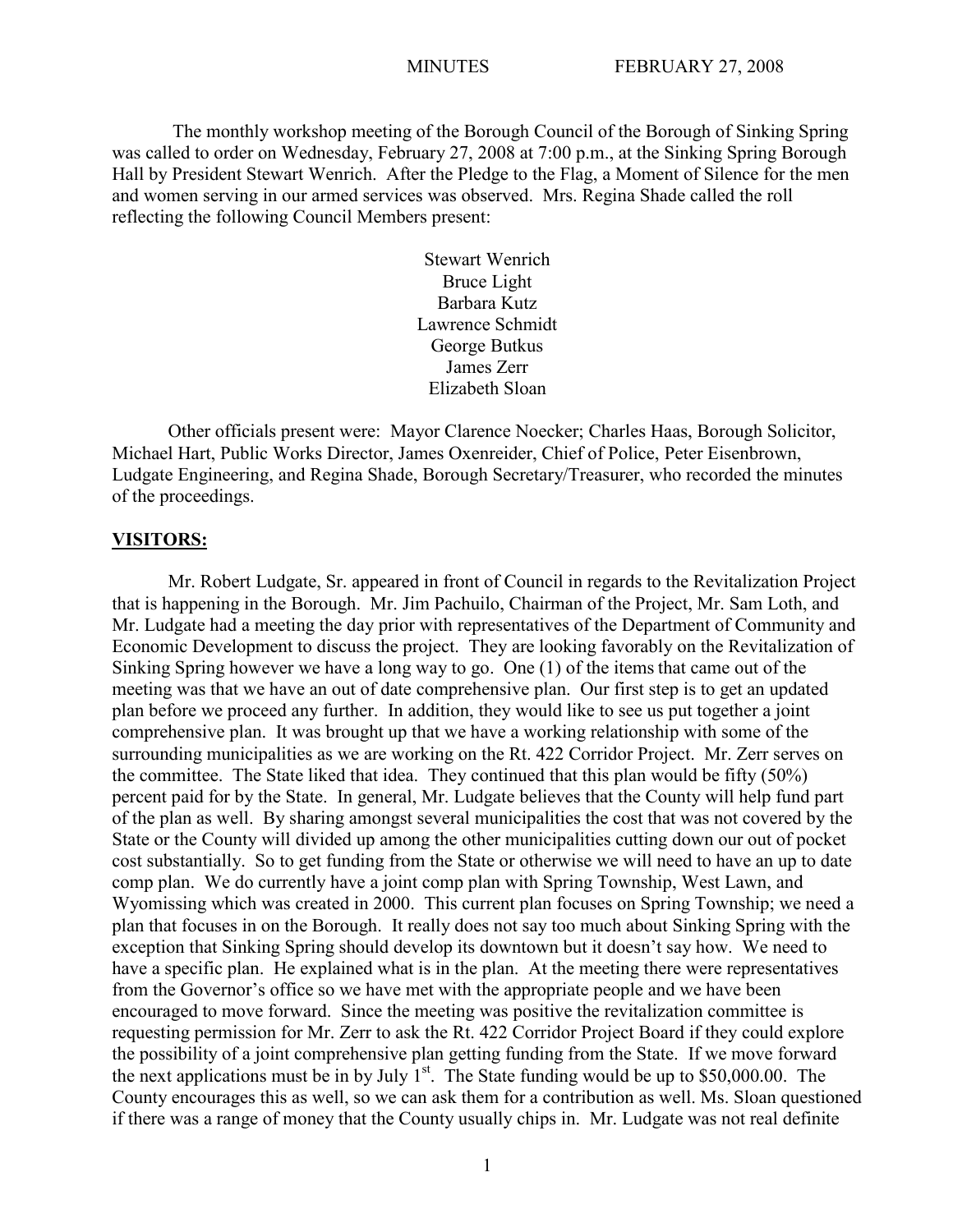The monthly workshop meeting of the Borough Council of the Borough of Sinking Spring was called to order on Wednesday, February 27, 2008 at 7:00 p.m., at the Sinking Spring Borough Hall by President Stewart Wenrich. After the Pledge to the Flag, a Moment of Silence for the men and women serving in our armed services was observed. Mrs. Regina Shade called the roll reflecting the following Council Members present:

Stewart Wenrich
Bruce Light
Barbara Kutz
Lawrence Schmidt
George Butkus
James Zerr
Elizabeth Sloan

Other officials present were: Mayor Clarence Noecker; Charles Haas, Borough Solicitor, Michael Hart, Public Works Director, James Oxenreider, Chief of Police, Peter Eisenbrown, Ludgate Engineering, and Regina Shade, Borough Secretary/Treasurer, who recorded the minutes of the proceedings.

**VISITORS:**

Mr. Robert Ludgate, Sr. appeared in front of Council in regards to the Revitalization Project that is happening in the Borough. Mr. Jim Pachuilo, Chairman of the Project, Mr. Sam Loth, and Mr. Ludgate had a meeting the day prior with representatives of the Department of Community and Economic Development to discuss the project. They are looking favorably on the Revitalization of Sinking Spring however we have a long way to go. One (1) of the items that came out of the meeting was that we have an out of date comprehensive plan. Our first step is to get an updated plan before we proceed any further. In addition, they would like to see us put together a joint comprehensive plan. It was brought up that we have a working relationship with some of the surrounding municipalities as we are working on the Rt. 422 Corridor Project. Mr. Zerr serves on the committee. The State liked that idea. They continued that this plan would be fifty (50%) percent paid for by the State. In general, Mr. Ludgate believes that the County will help fund part of the plan as well. By sharing amongst several municipalities the cost that was not covered by the State or the County will divided up among the other municipalities cutting down our out of pocket cost substantially. So to get funding from the State or otherwise we will need to have an up to date comp plan. We do currently have a joint comp plan with Spring Township, West Lawn, and Wyomissing which was created in 2000. This current plan focuses on Spring Township; we need a plan that focuses in on the Borough. It really does not say too much about Sinking Spring with the exception that Sinking Spring should develop its downtown but it doesn't say how. We need to have a specific plan. He explained what is in the plan. At the meeting there were representatives from the Governor's office so we have met with the appropriate people and we have been encouraged to move forward. Since the meeting was positive the revitalization committee is requesting permission for Mr. Zerr to ask the Rt. 422 Corridor Project Board if they could explore the possibility of a joint comprehensive plan getting funding from the State. If we move forward the next applications must be in by July 1st. The State funding would be up to $50,000.00. The County encourages this as well, so we can ask them for a contribution as well. Ms. Sloan questioned if there was a range of money that the County usually chips in. Mr. Ludgate was not real definite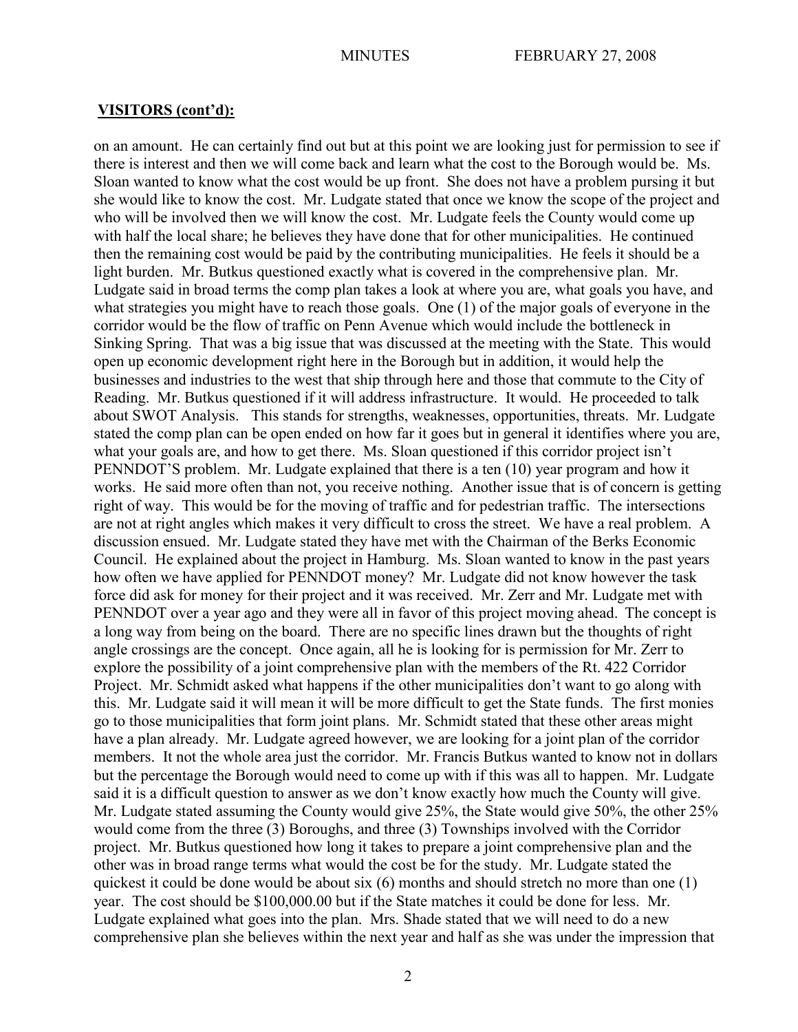## **VISITORS (cont'd):**

on an amount. He can certainly find out but at this point we are looking just for permission to see if there is interest and then we will come back and learn what the cost to the Borough would be. Ms. Sloan wanted to know what the cost would be up front. She does not have a problem pursing it but she would like to know the cost. Mr. Ludgate stated that once we know the scope of the project and who will be involved then we will know the cost. Mr. Ludgate feels the County would come up with half the local share; he believes they have done that for other municipalities. He continued then the remaining cost would be paid by the contributing municipalities. He feels it should be a light burden. Mr. Butkus questioned exactly what is covered in the comprehensive plan. Mr. Ludgate said in broad terms the comp plan takes a look at where you are, what goals you have, and what strategies you might have to reach those goals. One (1) of the major goals of everyone in the corridor would be the flow of traffic on Penn Avenue which would include the bottleneck in Sinking Spring. That was a big issue that was discussed at the meeting with the State. This would open up economic development right here in the Borough but in addition, it would help the businesses and industries to the west that ship through here and those that commute to the City of Reading. Mr. Butkus questioned if it will address infrastructure. It would. He proceeded to talk about SWOT Analysis. This stands for strengths, weaknesses, opportunities, threats. Mr. Ludgate stated the comp plan can be open ended on how far it goes but in general it identifies where you are, what your goals are, and how to get there. Ms. Sloan questioned if this corridor project isn't PENNDOT'S problem. Mr. Ludgate explained that there is a ten (10) year program and how it works. He said more often than not, you receive nothing. Another issue that is of concern is getting right of way. This would be for the moving of traffic and for pedestrian traffic. The intersections are not at right angles which makes it very difficult to cross the street. We have a real problem. A discussion ensued. Mr. Ludgate stated they have met with the Chairman of the Berks Economic Council. He explained about the project in Hamburg. Ms. Sloan wanted to know in the past years how often we have applied for PENNDOT money? Mr. Ludgate did not know however the task force did ask for money for their project and it was received. Mr. Zerr and Mr. Ludgate met with PENNDOT over a year ago and they were all in favor of this project moving ahead. The concept is a long way from being on the board. There are no specific lines drawn but the thoughts of right angle crossings are the concept. Once again, all he is looking for is permission for Mr. Zerr to explore the possibility of a joint comprehensive plan with the members of the Rt. 422 Corridor Project. Mr. Schmidt asked what happens if the other municipalities don't want to go along with this. Mr. Ludgate said it will mean it will be more difficult to get the State funds. The first monies go to those municipalities that form joint plans. Mr. Schmidt stated that these other areas might have a plan already. Mr. Ludgate agreed however, we are looking for a joint plan of the corridor members. It not the whole area just the corridor. Mr. Francis Butkus wanted to know not in dollars but the percentage the Borough would need to come up with if this was all to happen. Mr. Ludgate said it is a difficult question to answer as we don't know exactly how much the County will give. Mr. Ludgate stated assuming the County would give 25%, the State would give 50%, the other 25% would come from the three (3) Boroughs, and three (3) Townships involved with the Corridor project. Mr. Butkus questioned how long it takes to prepare a joint comprehensive plan and the other was in broad range terms what would the cost be for the study. Mr. Ludgate stated the quickest it could be done would be about six (6) months and should stretch no more than one (1) year. The cost should be $100,000.00 but if the State matches it could be done for less. Mr. Ludgate explained what goes into the plan. Mrs. Shade stated that we will need to do a new comprehensive plan she believes within the next year and half as she was under the impression that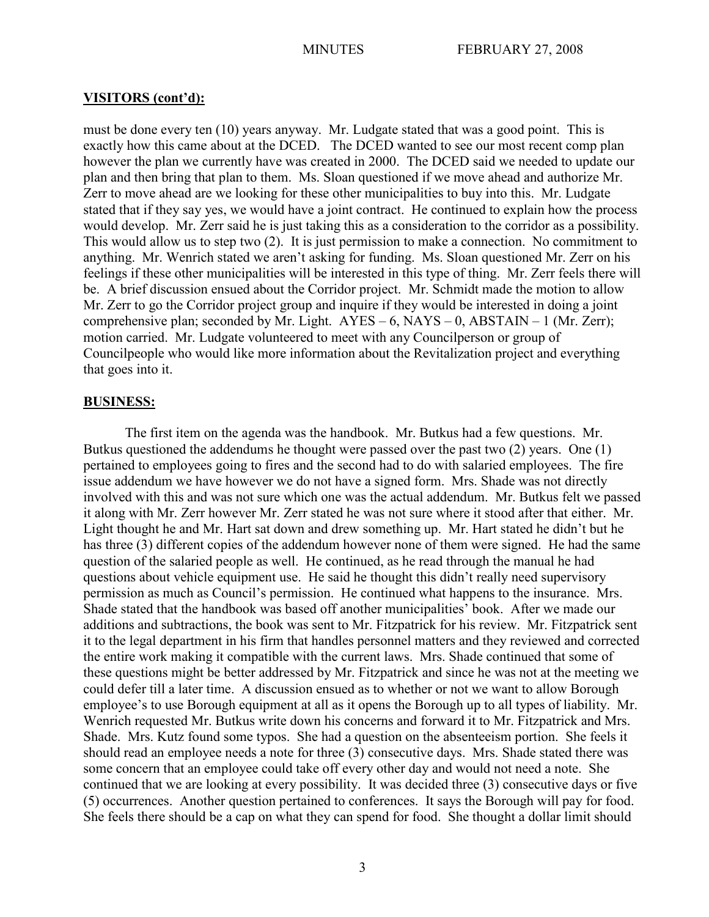## VISITORS (cont'd):

must be done every ten (10) years anyway. Mr. Ludgate stated that was a good point. This is exactly how this came about at the DCED. The DCED wanted to see our most recent comp plan however the plan we currently have was created in 2000. The DCED said we needed to update our plan and then bring that plan to them. Ms. Sloan questioned if we move ahead and authorize Mr. Zerr to move ahead are we looking for these other municipalities to buy into this. Mr. Ludgate stated that if they say yes, we would have a joint contract. He continued to explain how the process would develop. Mr. Zerr said he is just taking this as a consideration to the corridor as a possibility. This would allow us to step two (2). It is just permission to make a connection. No commitment to anything. Mr. Wenrich stated we aren't asking for funding. Ms. Sloan questioned Mr. Zerr on his feelings if these other municipalities will be interested in this type of thing. Mr. Zerr feels there will be. A brief discussion ensued about the Corridor project. Mr. Schmidt made the motion to allow Mr. Zerr to go the Corridor project group and inquire if they would be interested in doing a joint comprehensive plan; seconded by Mr. Light. AYES – 6, NAYS – 0, ABSTAIN – 1 (Mr. Zerr); motion carried. Mr. Ludgate volunteered to meet with any Councilperson or group of Councilpeople who would like more information about the Revitalization project and everything that goes into it.

## BUSINESS:

The first item on the agenda was the handbook. Mr. Butkus had a few questions. Mr. Butkus questioned the addendums he thought were passed over the past two (2) years. One (1) pertained to employees going to fires and the second had to do with salaried employees. The fire issue addendum we have however we do not have a signed form. Mrs. Shade was not directly involved with this and was not sure which one was the actual addendum. Mr. Butkus felt we passed it along with Mr. Zerr however Mr. Zerr stated he was not sure where it stood after that either. Mr. Light thought he and Mr. Hart sat down and drew something up. Mr. Hart stated he didn't but he has three (3) different copies of the addendum however none of them were signed. He had the same question of the salaried people as well. He continued, as he read through the manual he had questions about vehicle equipment use. He said he thought this didn't really need supervisory permission as much as Council's permission. He continued what happens to the insurance. Mrs. Shade stated that the handbook was based off another municipalities' book. After we made our additions and subtractions, the book was sent to Mr. Fitzpatrick for his review. Mr. Fitzpatrick sent it to the legal department in his firm that handles personnel matters and they reviewed and corrected the entire work making it compatible with the current laws. Mrs. Shade continued that some of these questions might be better addressed by Mr. Fitzpatrick and since he was not at the meeting we could defer till a later time. A discussion ensued as to whether or not we want to allow Borough employee's to use Borough equipment at all as it opens the Borough up to all types of liability. Mr. Wenrich requested Mr. Butkus write down his concerns and forward it to Mr. Fitzpatrick and Mrs. Shade. Mrs. Kutz found some typos. She had a question on the absenteeism portion. She feels it should read an employee needs a note for three (3) consecutive days. Mrs. Shade stated there was some concern that an employee could take off every other day and would not need a note. She continued that we are looking at every possibility. It was decided three (3) consecutive days or five (5) occurrences. Another question pertained to conferences. It says the Borough will pay for food. She feels there should be a cap on what they can spend for food. She thought a dollar limit should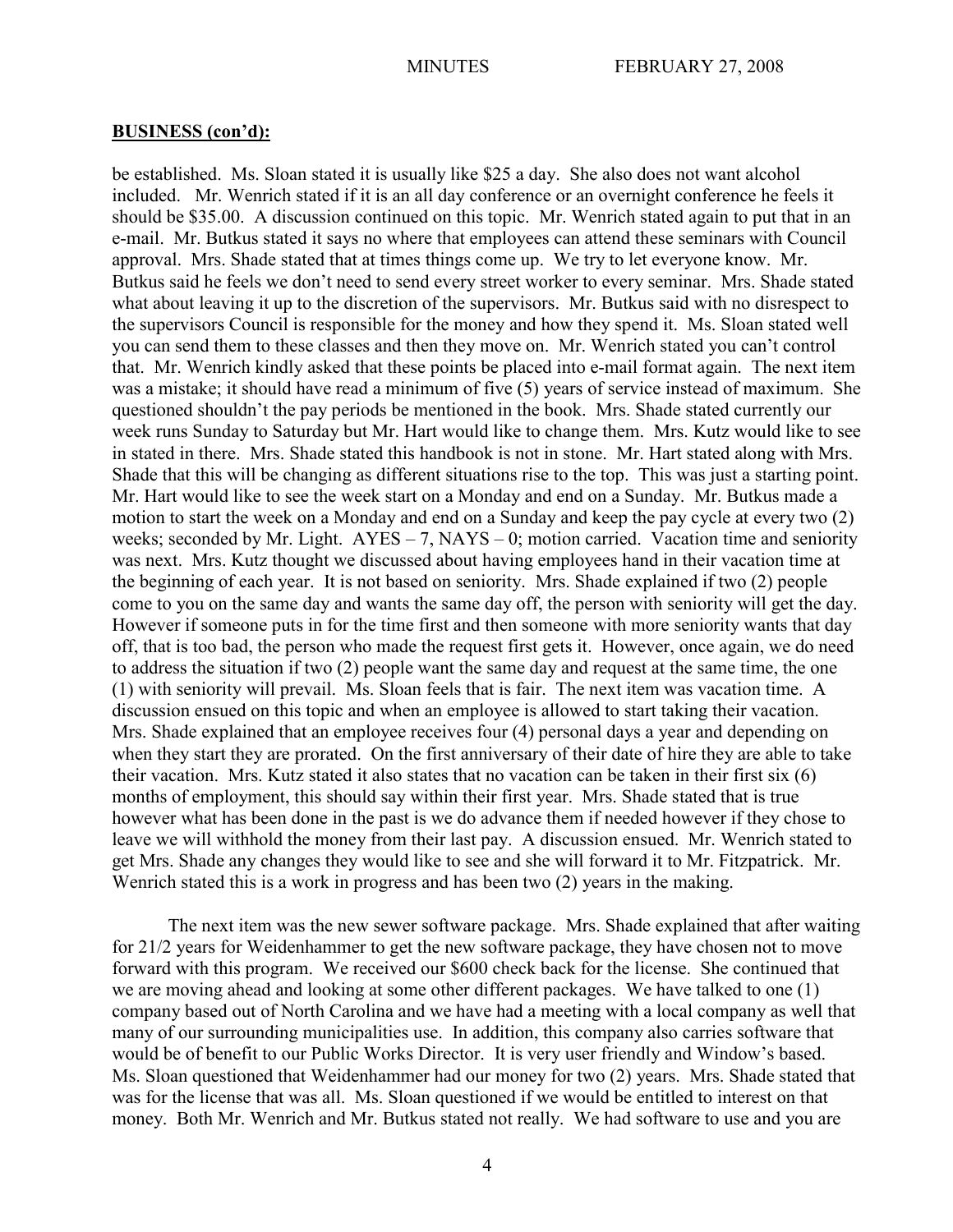**BUSINESS (con'd):**

be established. Ms. Sloan stated it is usually like $25 a day. She also does not want alcohol included. Mr. Wenrich stated if it is an all day conference or an overnight conference he feels it should be $35.00. A discussion continued on this topic. Mr. Wenrich stated again to put that in an e-mail. Mr. Butkus stated it says no where that employees can attend these seminars with Council approval. Mrs. Shade stated that at times things come up. We try to let everyone know. Mr. Butkus said he feels we don't need to send every street worker to every seminar. Mrs. Shade stated what about leaving it up to the discretion of the supervisors. Mr. Butkus said with no disrespect to the supervisors Council is responsible for the money and how they spend it. Ms. Sloan stated well you can send them to these classes and then they move on. Mr. Wenrich stated you can't control that. Mr. Wenrich kindly asked that these points be placed into e-mail format again. The next item was a mistake; it should have read a minimum of five (5) years of service instead of maximum. She questioned shouldn't the pay periods be mentioned in the book. Mrs. Shade stated currently our week runs Sunday to Saturday but Mr. Hart would like to change them. Mrs. Kutz would like to see in stated in there. Mrs. Shade stated this handbook is not in stone. Mr. Hart stated along with Mrs. Shade that this will be changing as different situations rise to the top. This was just a starting point. Mr. Hart would like to see the week start on a Monday and end on a Sunday. Mr. Butkus made a motion to start the week on a Monday and end on a Sunday and keep the pay cycle at every two (2) weeks; seconded by Mr. Light. AYES – 7, NAYS – 0; motion carried. Vacation time and seniority was next. Mrs. Kutz thought we discussed about having employees hand in their vacation time at the beginning of each year. It is not based on seniority. Mrs. Shade explained if two (2) people come to you on the same day and wants the same day off, the person with seniority will get the day. However if someone puts in for the time first and then someone with more seniority wants that day off, that is too bad, the person who made the request first gets it. However, once again, we do need to address the situation if two (2) people want the same day and request at the same time, the one (1) with seniority will prevail. Ms. Sloan feels that is fair. The next item was vacation time. A discussion ensued on this topic and when an employee is allowed to start taking their vacation. Mrs. Shade explained that an employee receives four (4) personal days a year and depending on when they start they are prorated. On the first anniversary of their date of hire they are able to take their vacation. Mrs. Kutz stated it also states that no vacation can be taken in their first six (6) months of employment, this should say within their first year. Mrs. Shade stated that is true however what has been done in the past is we do advance them if needed however if they chose to leave we will withhold the money from their last pay. A discussion ensued. Mr. Wenrich stated to get Mrs. Shade any changes they would like to see and she will forward it to Mr. Fitzpatrick. Mr. Wenrich stated this is a work in progress and has been two (2) years in the making.

The next item was the new sewer software package. Mrs. Shade explained that after waiting for 21/2 years for Weidenhammer to get the new software package, they have chosen not to move forward with this program. We received our $600 check back for the license. She continued that we are moving ahead and looking at some other different packages. We have talked to one (1) company based out of North Carolina and we have had a meeting with a local company as well that many of our surrounding municipalities use. In addition, this company also carries software that would be of benefit to our Public Works Director. It is very user friendly and Window's based. Ms. Sloan questioned that Weidenhammer had our money for two (2) years. Mrs. Shade stated that was for the license that was all. Ms. Sloan questioned if we would be entitled to interest on that money. Both Mr. Wenrich and Mr. Butkus stated not really. We had software to use and you are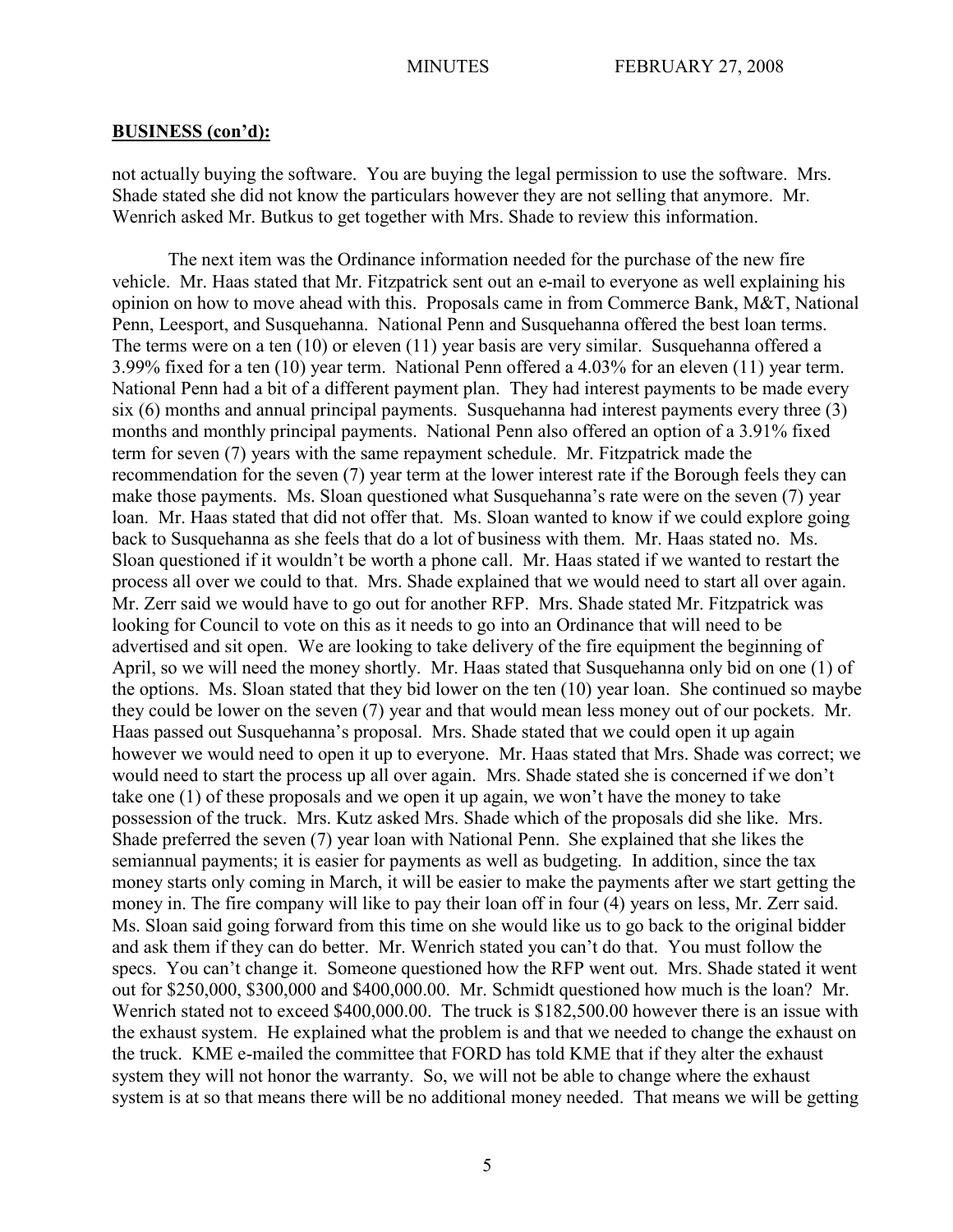**BUSINESS (con'd):**

not actually buying the software. You are buying the legal permission to use the software. Mrs. Shade stated she did not know the particulars however they are not selling that anymore. Mr. Wenrich asked Mr. Butkus to get together with Mrs. Shade to review this information.

The next item was the Ordinance information needed for the purchase of the new fire vehicle. Mr. Haas stated that Mr. Fitzpatrick sent out an e-mail to everyone as well explaining his opinion on how to move ahead with this. Proposals came in from Commerce Bank, M&T, National Penn, Leesport, and Susquehanna. National Penn and Susquehanna offered the best loan terms. The terms were on a ten (10) or eleven (11) year basis are very similar. Susquehanna offered a 3.99% fixed for a ten (10) year term. National Penn offered a 4.03% for an eleven (11) year term. National Penn had a bit of a different payment plan. They had interest payments to be made every six (6) months and annual principal payments. Susquehanna had interest payments every three (3) months and monthly principal payments. National Penn also offered an option of a 3.91% fixed term for seven (7) years with the same repayment schedule. Mr. Fitzpatrick made the recommendation for the seven (7) year term at the lower interest rate if the Borough feels they can make those payments. Ms. Sloan questioned what Susquehanna's rate were on the seven (7) year loan. Mr. Haas stated that did not offer that. Ms. Sloan wanted to know if we could explore going back to Susquehanna as she feels that do a lot of business with them. Mr. Haas stated no. Ms. Sloan questioned if it wouldn't be worth a phone call. Mr. Haas stated if we wanted to restart the process all over we could to that. Mrs. Shade explained that we would need to start all over again. Mr. Zerr said we would have to go out for another RFP. Mrs. Shade stated Mr. Fitzpatrick was looking for Council to vote on this as it needs to go into an Ordinance that will need to be advertised and sit open. We are looking to take delivery of the fire equipment the beginning of April, so we will need the money shortly. Mr. Haas stated that Susquehanna only bid on one (1) of the options. Ms. Sloan stated that they bid lower on the ten (10) year loan. She continued so maybe they could be lower on the seven (7) year and that would mean less money out of our pockets. Mr. Haas passed out Susquehanna's proposal. Mrs. Shade stated that we could open it up again however we would need to open it up to everyone. Mr. Haas stated that Mrs. Shade was correct; we would need to start the process up all over again. Mrs. Shade stated she is concerned if we don't take one (1) of these proposals and we open it up again, we won't have the money to take possession of the truck. Mrs. Kutz asked Mrs. Shade which of the proposals did she like. Mrs. Shade preferred the seven (7) year loan with National Penn. She explained that she likes the semiannual payments; it is easier for payments as well as budgeting. In addition, since the tax money starts only coming in March, it will be easier to make the payments after we start getting the money in. The fire company will like to pay their loan off in four (4) years on less, Mr. Zerr said. Ms. Sloan said going forward from this time on she would like us to go back to the original bidder and ask them if they can do better. Mr. Wenrich stated you can't do that. You must follow the specs. You can't change it. Someone questioned how the RFP went out. Mrs. Shade stated it went out for $250,000, $300,000 and $400,000.00. Mr. Schmidt questioned how much is the loan? Mr. Wenrich stated not to exceed $400,000.00. The truck is $182,500.00 however there is an issue with the exhaust system. He explained what the problem is and that we needed to change the exhaust on the truck. KME e-mailed the committee that FORD has told KME that if they alter the exhaust system they will not honor the warranty. So, we will not be able to change where the exhaust system is at so that means there will be no additional money needed. That means we will be getting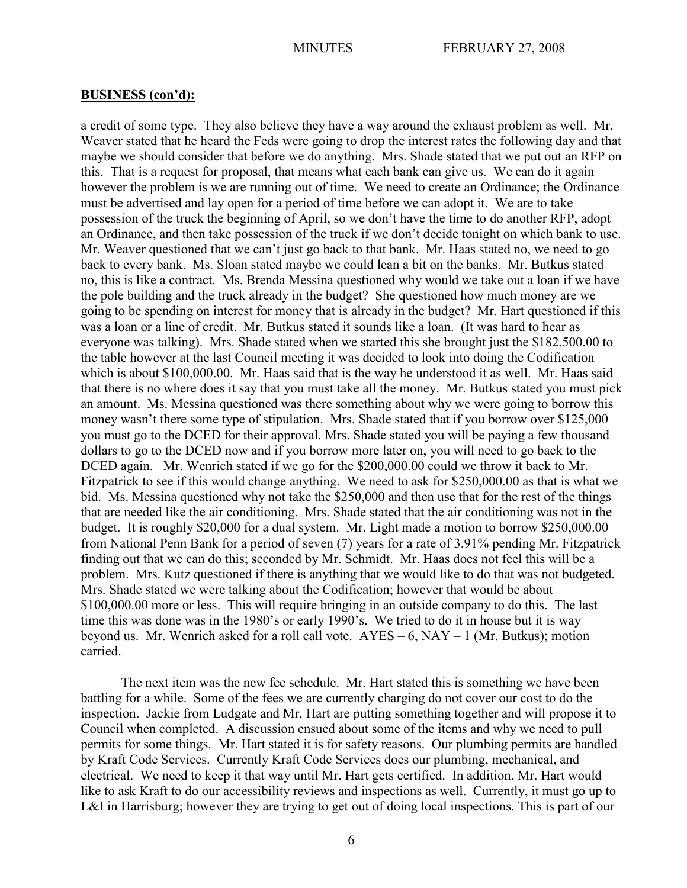## **BUSINESS (con'd):**

a credit of some type. They also believe they have a way around the exhaust problem as well. Mr. Weaver stated that he heard the Feds were going to drop the interest rates the following day and that maybe we should consider that before we do anything. Mrs. Shade stated that we put out an RFP on this. That is a request for proposal, that means what each bank can give us. We can do it again however the problem is we are running out of time. We need to create an Ordinance; the Ordinance must be advertised and lay open for a period of time before we can adopt it. We are to take possession of the truck the beginning of April, so we don't have the time to do another RFP, adopt an Ordinance, and then take possession of the truck if we don't decide tonight on which bank to use. Mr. Weaver questioned that we can't just go back to that bank. Mr. Haas stated no, we need to go back to every bank. Ms. Sloan stated maybe we could lean a bit on the banks. Mr. Butkus stated no, this is like a contract. Ms. Brenda Messina questioned why would we take out a loan if we have the pole building and the truck already in the budget? She questioned how much money are we going to be spending on interest for money that is already in the budget? Mr. Hart questioned if this was a loan or a line of credit. Mr. Butkus stated it sounds like a loan. (It was hard to hear as everyone was talking). Mrs. Shade stated when we started this she brought just the $182,500.00 to the table however at the last Council meeting it was decided to look into doing the Codification which is about $100,000.00. Mr. Haas said that is the way he understood it as well. Mr. Haas said that there is no where does it say that you must take all the money. Mr. Butkus stated you must pick an amount. Ms. Messina questioned was there something about why we were going to borrow this money wasn't there some type of stipulation. Mrs. Shade stated that if you borrow over $125,000 you must go to the DCED for their approval. Mrs. Shade stated you will be paying a few thousand dollars to go to the DCED now and if you borrow more later on, you will need to go back to the DCED again. Mr. Wenrich stated if we go for the $200,000.00 could we throw it back to Mr. Fitzpatrick to see if this would change anything. We need to ask for $250,000.00 as that is what we bid. Ms. Messina questioned why not take the $250,000 and then use that for the rest of the things that are needed like the air conditioning. Mrs. Shade stated that the air conditioning was not in the budget. It is roughly $20,000 for a dual system. Mr. Light made a motion to borrow $250,000.00 from National Penn Bank for a period of seven (7) years for a rate of 3.91% pending Mr. Fitzpatrick finding out that we can do this; seconded by Mr. Schmidt. Mr. Haas does not feel this will be a problem. Mrs. Kutz questioned if there is anything that we would like to do that was not budgeted. Mrs. Shade stated we were talking about the Codification; however that would be about $100,000.00 more or less. This will require bringing in an outside company to do this. The last time this was done was in the 1980's or early 1990's. We tried to do it in house but it is way beyond us. Mr. Wenrich asked for a roll call vote. AYES – 6, NAY – 1 (Mr. Butkus); motion carried.

The next item was the new fee schedule. Mr. Hart stated this is something we have been battling for a while. Some of the fees we are currently charging do not cover our cost to do the inspection. Jackie from Ludgate and Mr. Hart are putting something together and will propose it to Council when completed. A discussion ensued about some of the items and why we need to pull permits for some things. Mr. Hart stated it is for safety reasons. Our plumbing permits are handled by Kraft Code Services. Currently Kraft Code Services does our plumbing, mechanical, and electrical. We need to keep it that way until Mr. Hart gets certified. In addition, Mr. Hart would like to ask Kraft to do our accessibility reviews and inspections as well. Currently, it must go up to L&I in Harrisburg; however they are trying to get out of doing local inspections. This is part of our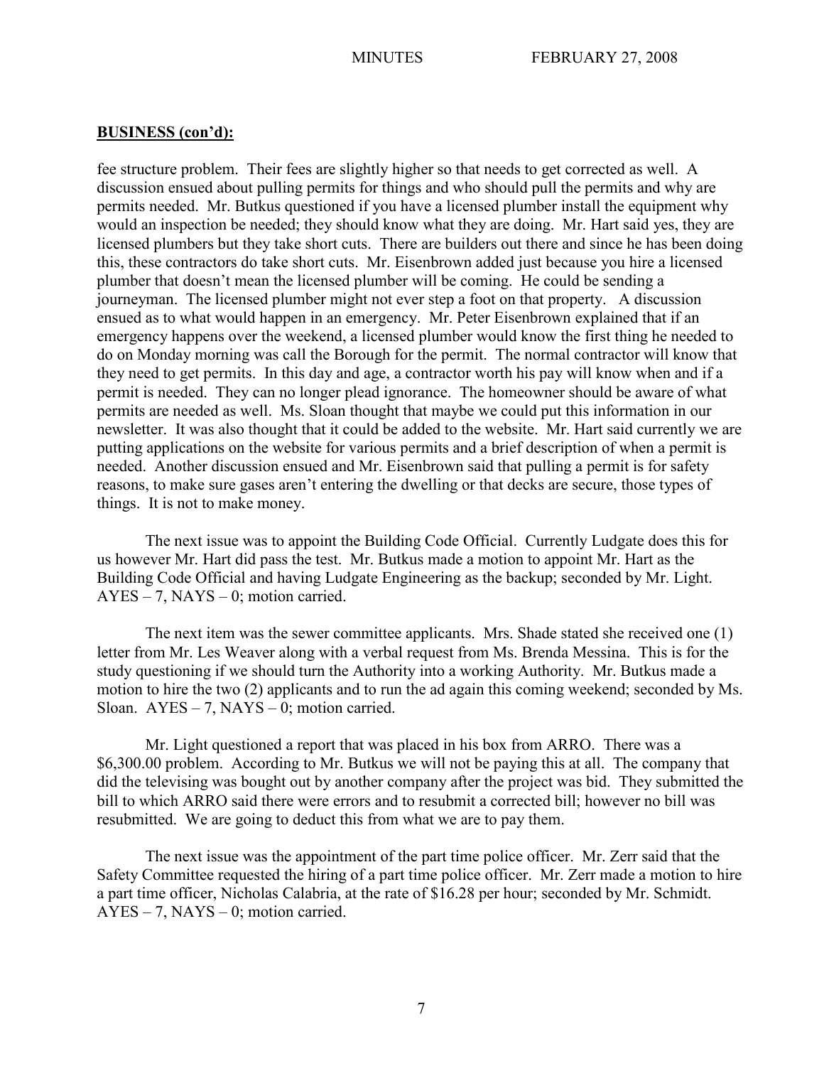**BUSINESS (con'd):**

fee structure problem. Their fees are slightly higher so that needs to get corrected as well. A discussion ensued about pulling permits for things and who should pull the permits and why are permits needed. Mr. Butkus questioned if you have a licensed plumber install the equipment why would an inspection be needed; they should know what they are doing. Mr. Hart said yes, they are licensed plumbers but they take short cuts. There are builders out there and since he has been doing this, these contractors do take short cuts. Mr. Eisenbrown added just because you hire a licensed plumber that doesn't mean the licensed plumber will be coming. He could be sending a journeyman. The licensed plumber might not ever step a foot on that property. A discussion ensued as to what would happen in an emergency. Mr. Peter Eisenbrown explained that if an emergency happens over the weekend, a licensed plumber would know the first thing he needed to do on Monday morning was call the Borough for the permit. The normal contractor will know that they need to get permits. In this day and age, a contractor worth his pay will know when and if a permit is needed. They can no longer plead ignorance. The homeowner should be aware of what permits are needed as well. Ms. Sloan thought that maybe we could put this information in our newsletter. It was also thought that it could be added to the website. Mr. Hart said currently we are putting applications on the website for various permits and a brief description of when a permit is needed. Another discussion ensued and Mr. Eisenbrown said that pulling a permit is for safety reasons, to make sure gases aren't entering the dwelling or that decks are secure, those types of things. It is not to make money.

The next issue was to appoint the Building Code Official. Currently Ludgate does this for us however Mr. Hart did pass the test. Mr. Butkus made a motion to appoint Mr. Hart as the Building Code Official and having Ludgate Engineering as the backup; seconded by Mr. Light. AYES – 7, NAYS – 0; motion carried.

The next item was the sewer committee applicants. Mrs. Shade stated she received one (1) letter from Mr. Les Weaver along with a verbal request from Ms. Brenda Messina. This is for the study questioning if we should turn the Authority into a working Authority. Mr. Butkus made a motion to hire the two (2) applicants and to run the ad again this coming weekend; seconded by Ms. Sloan. AYES – 7, NAYS – 0; motion carried.

Mr. Light questioned a report that was placed in his box from ARRO. There was a $6,300.00 problem. According to Mr. Butkus we will not be paying this at all. The company that did the televising was bought out by another company after the project was bid. They submitted the bill to which ARRO said there were errors and to resubmit a corrected bill; however no bill was resubmitted. We are going to deduct this from what we are to pay them.

The next issue was the appointment of the part time police officer. Mr. Zerr said that the Safety Committee requested the hiring of a part time police officer. Mr. Zerr made a motion to hire a part time officer, Nicholas Calabria, at the rate of $16.28 per hour; seconded by Mr. Schmidt. AYES – 7, NAYS – 0; motion carried.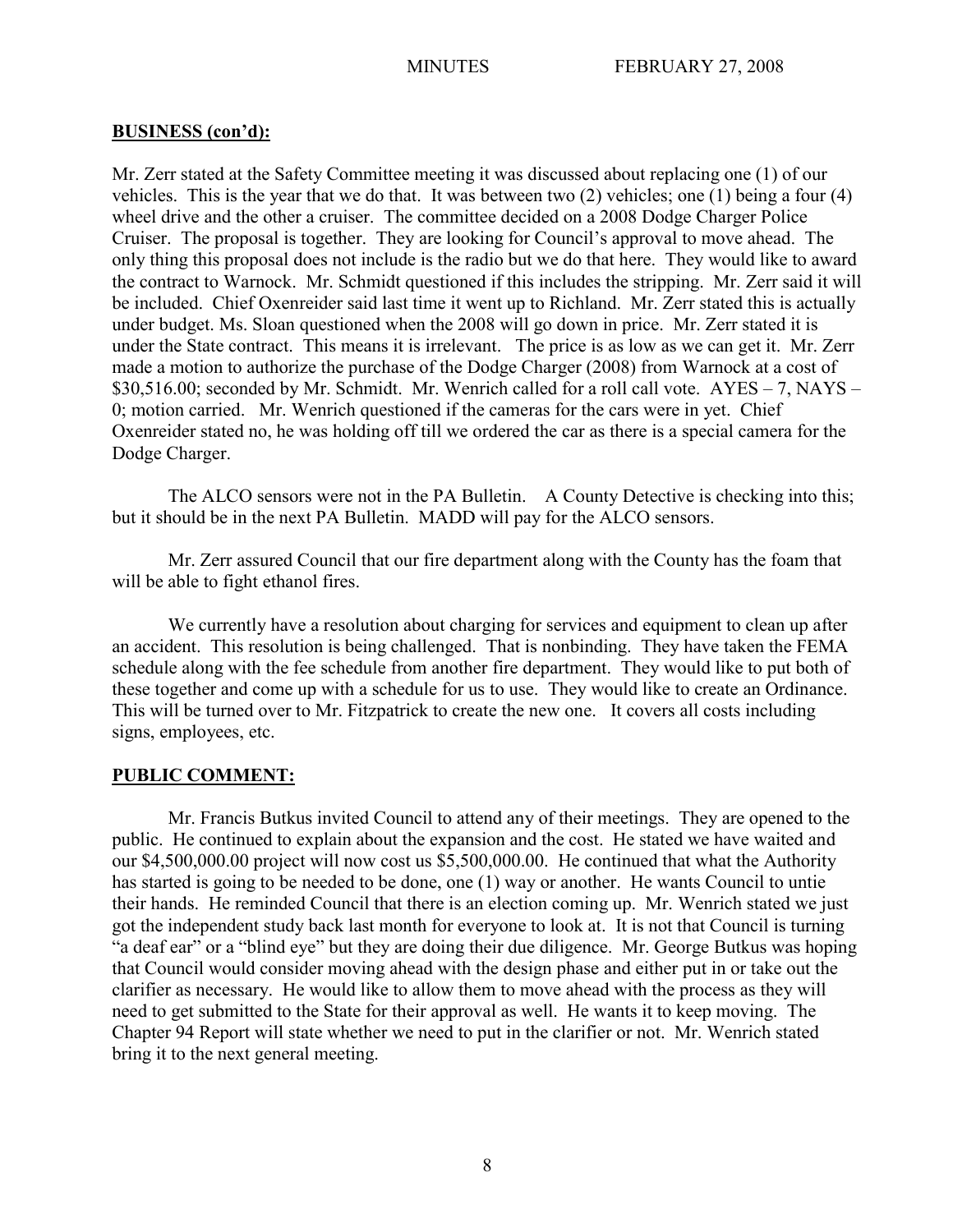**BUSINESS (con'd):**

Mr. Zerr stated at the Safety Committee meeting it was discussed about replacing one (1) of our vehicles. This is the year that we do that. It was between two (2) vehicles; one (1) being a four (4) wheel drive and the other a cruiser. The committee decided on a 2008 Dodge Charger Police Cruiser. The proposal is together. They are looking for Council's approval to move ahead. The only thing this proposal does not include is the radio but we do that here. They would like to award the contract to Warnock. Mr. Schmidt questioned if this includes the stripping. Mr. Zerr said it will be included. Chief Oxenreider said last time it went up to Richland. Mr. Zerr stated this is actually under budget. Ms. Sloan questioned when the 2008 will go down in price. Mr. Zerr stated it is under the State contract. This means it is irrelevant. The price is as low as we can get it. Mr. Zerr made a motion to authorize the purchase of the Dodge Charger (2008) from Warnock at a cost of $30,516.00; seconded by Mr. Schmidt. Mr. Wenrich called for a roll call vote. AYES – 7, NAYS – 0; motion carried. Mr. Wenrich questioned if the cameras for the cars were in yet. Chief Oxenreider stated no, he was holding off till we ordered the car as there is a special camera for the Dodge Charger.

The ALCO sensors were not in the PA Bulletin. A County Detective is checking into this; but it should be in the next PA Bulletin. MADD will pay for the ALCO sensors.

Mr. Zerr assured Council that our fire department along with the County has the foam that will be able to fight ethanol fires.

We currently have a resolution about charging for services and equipment to clean up after an accident. This resolution is being challenged. That is nonbinding. They have taken the FEMA schedule along with the fee schedule from another fire department. They would like to put both of these together and come up with a schedule for us to use. They would like to create an Ordinance. This will be turned over to Mr. Fitzpatrick to create the new one. It covers all costs including signs, employees, etc.

**PUBLIC COMMENT:**

Mr. Francis Butkus invited Council to attend any of their meetings. They are opened to the public. He continued to explain about the expansion and the cost. He stated we have waited and our $4,500,000.00 project will now cost us $5,500,000.00. He continued that what the Authority has started is going to be needed to be done, one (1) way or another. He wants Council to untie their hands. He reminded Council that there is an election coming up. Mr. Wenrich stated we just got the independent study back last month for everyone to look at. It is not that Council is turning "a deaf ear" or a "blind eye" but they are doing their due diligence. Mr. George Butkus was hoping that Council would consider moving ahead with the design phase and either put in or take out the clarifier as necessary. He would like to allow them to move ahead with the process as they will need to get submitted to the State for their approval as well. He wants it to keep moving. The Chapter 94 Report will state whether we need to put in the clarifier or not. Mr. Wenrich stated bring it to the next general meeting.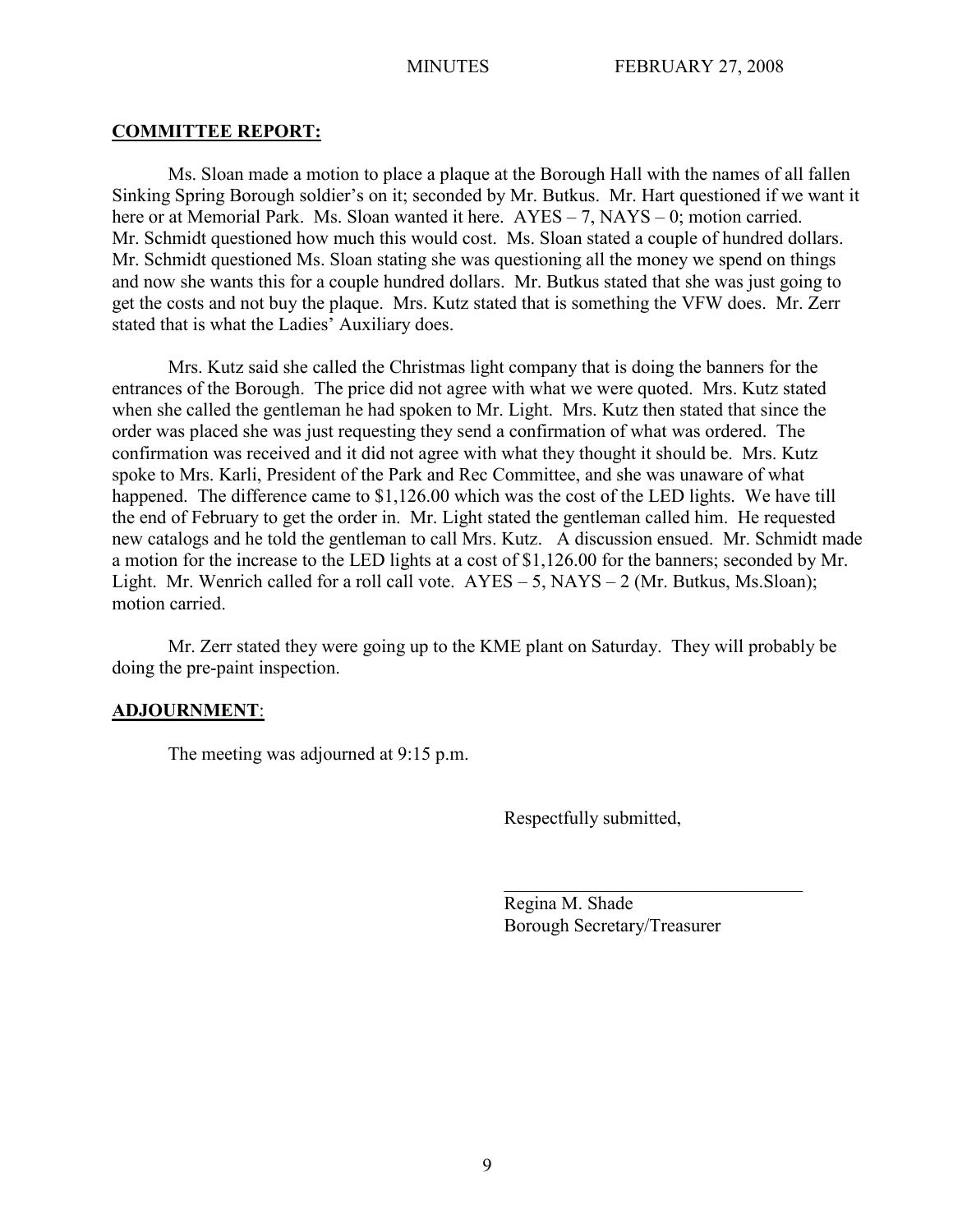## COMMITTEE REPORT:

Ms. Sloan made a motion to place a plaque at the Borough Hall with the names of all fallen Sinking Spring Borough soldier's on it; seconded by Mr. Butkus. Mr. Hart questioned if we want it here or at Memorial Park. Ms. Sloan wanted it here. AYES – 7, NAYS – 0; motion carried. Mr. Schmidt questioned how much this would cost. Ms. Sloan stated a couple of hundred dollars. Mr. Schmidt questioned Ms. Sloan stating she was questioning all the money we spend on things and now she wants this for a couple hundred dollars. Mr. Butkus stated that she was just going to get the costs and not buy the plaque. Mrs. Kutz stated that is something the VFW does. Mr. Zerr stated that is what the Ladies' Auxiliary does.

Mrs. Kutz said she called the Christmas light company that is doing the banners for the entrances of the Borough. The price did not agree with what we were quoted. Mrs. Kutz stated when she called the gentleman he had spoken to Mr. Light. Mrs. Kutz then stated that since the order was placed she was just requesting they send a confirmation of what was ordered. The confirmation was received and it did not agree with what they thought it should be. Mrs. Kutz spoke to Mrs. Karli, President of the Park and Rec Committee, and she was unaware of what happened. The difference came to $1,126.00 which was the cost of the LED lights. We have till the end of February to get the order in. Mr. Light stated the gentleman called him. He requested new catalogs and he told the gentleman to call Mrs. Kutz. A discussion ensued. Mr. Schmidt made a motion for the increase to the LED lights at a cost of $1,126.00 for the banners; seconded by Mr. Light. Mr. Wenrich called for a roll call vote. AYES – 5, NAYS – 2 (Mr. Butkus, Ms.Sloan); motion carried.

Mr. Zerr stated they were going up to the KME plant on Saturday. They will probably be doing the pre-paint inspection.

## ADJOURNMENT:

The meeting was adjourned at 9:15 p.m.

Respectfully submitted,

\_\_\_\_\_\_\_\_\_\_\_\_\_\_\_\_\_\_\_\_\_\_\_\_\_\_\_\_\_\_\_\_

Regina M. Shade
Borough Secretary/Treasurer